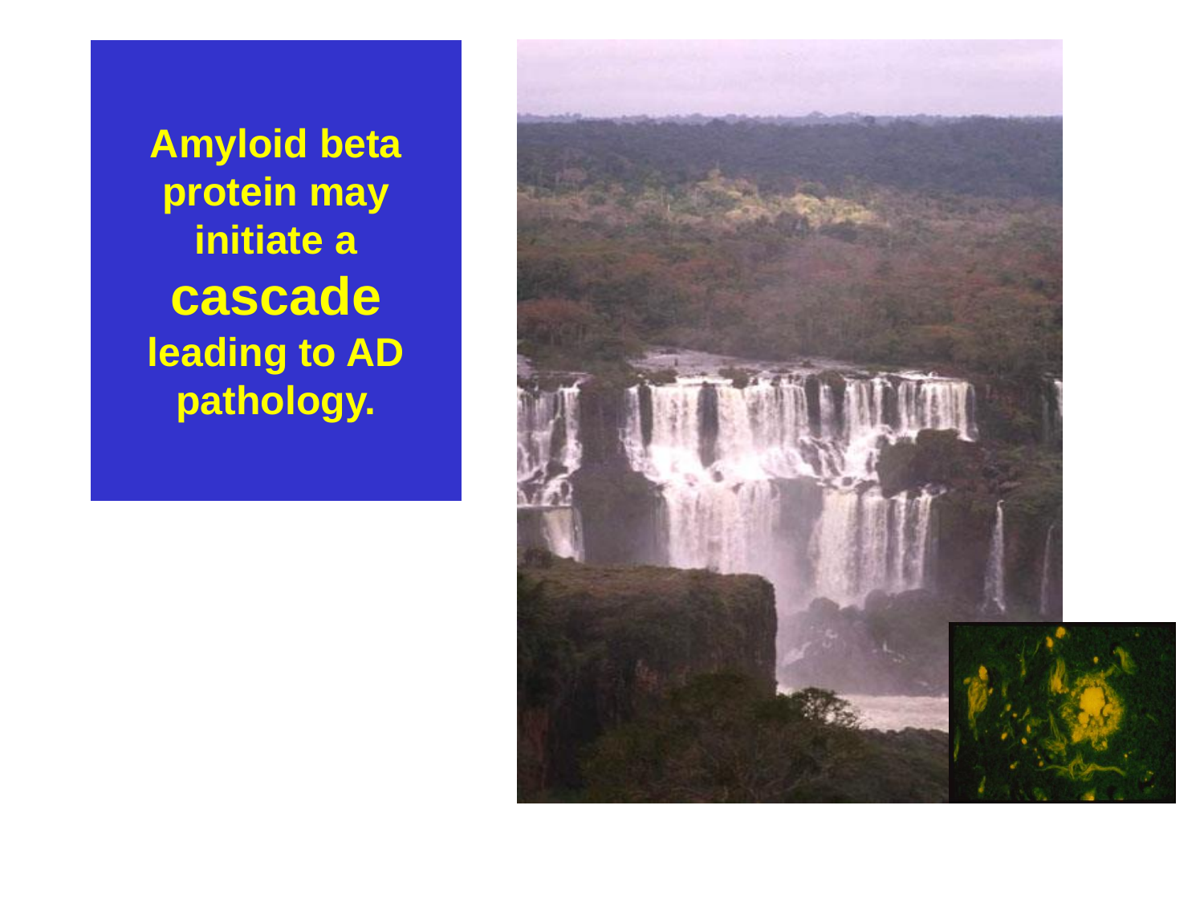**Amyloid beta protein may initiate a cascade leading to AD pathology.**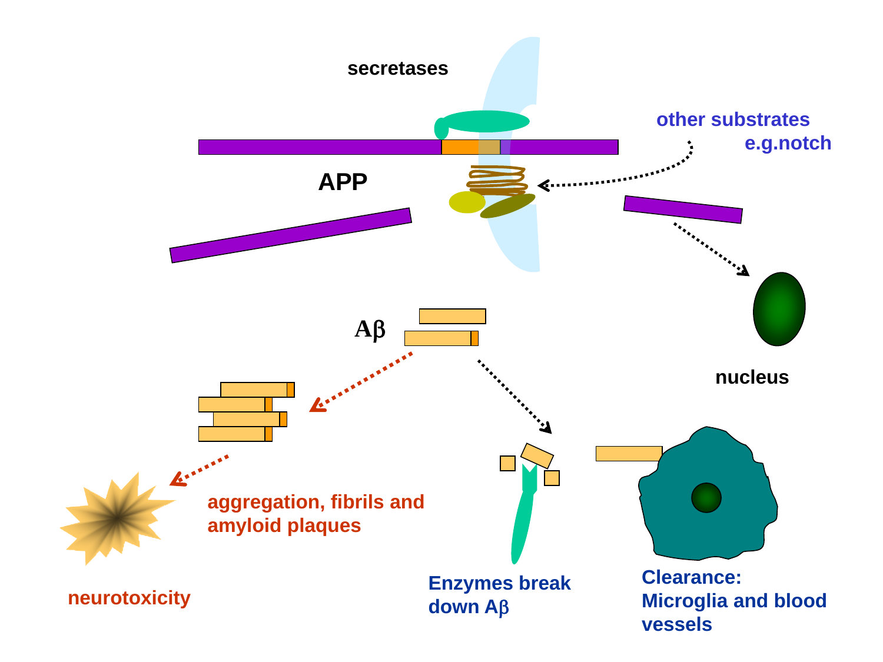secretases

other substrates
e.g.notch

APP

Aβ

nucleus

aggregation, fibrils and amyloid plaques

neurotoxicity

Enzymes break down Aβ

Clearance: Microglia and blood vessels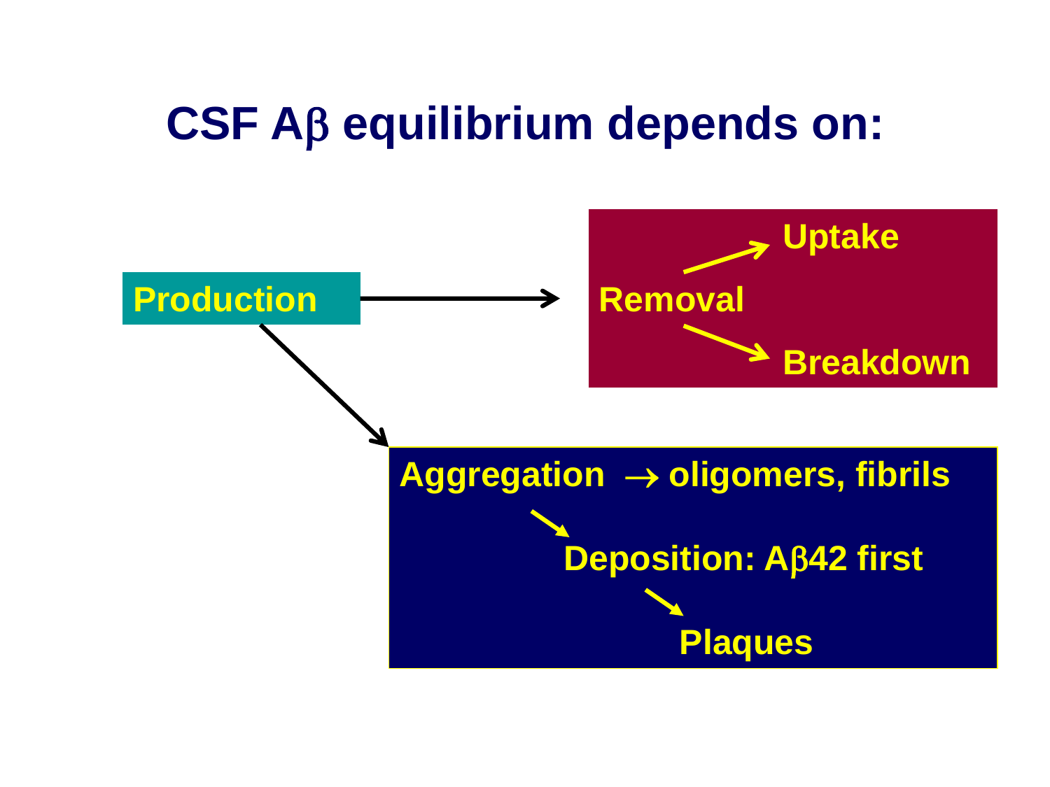# CSF Aβ equilibrium depends on:

**Production** → **Removal**
- → **Uptake**
- → **Breakdown**

**Production** → **Aggregation** → **oligomers, fibrils**
- → **Deposition: Aβ42 first**
  - → **Plaques**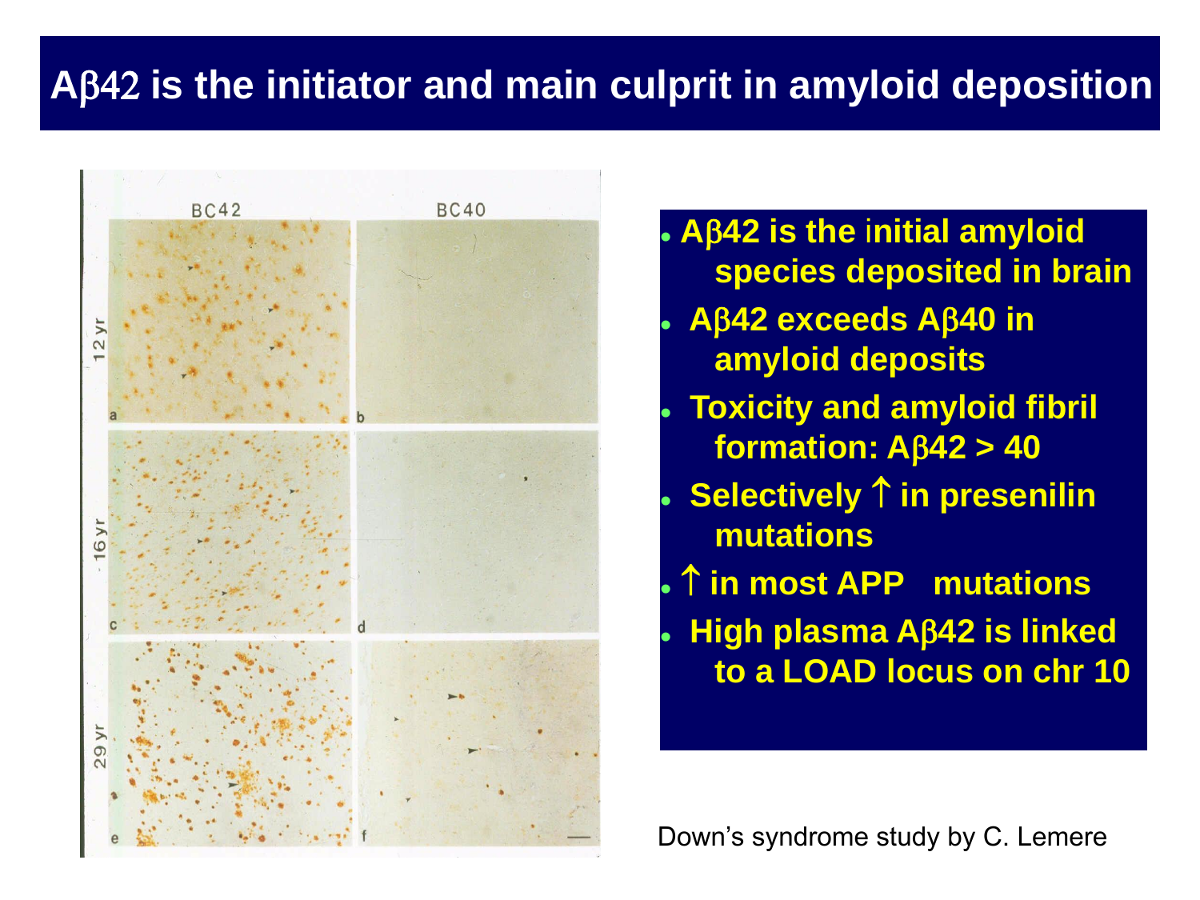# Aβ42 is the initiator and main culprit in amyloid deposition

BC42 | BC40

12 yr | 16 yr | 29 yr

- Aβ42 is the initial amyloid species deposited in brain
- Aβ42 exceeds Aβ40 in amyloid deposits
- Toxicity and amyloid fibril formation: Aβ42 > 40
- Selectively ↑ in presenilin mutations
- ↑ in most APP mutations
- High plasma Aβ42 is linked to a LOAD locus on chr 10

Down's syndrome study by C. Lemere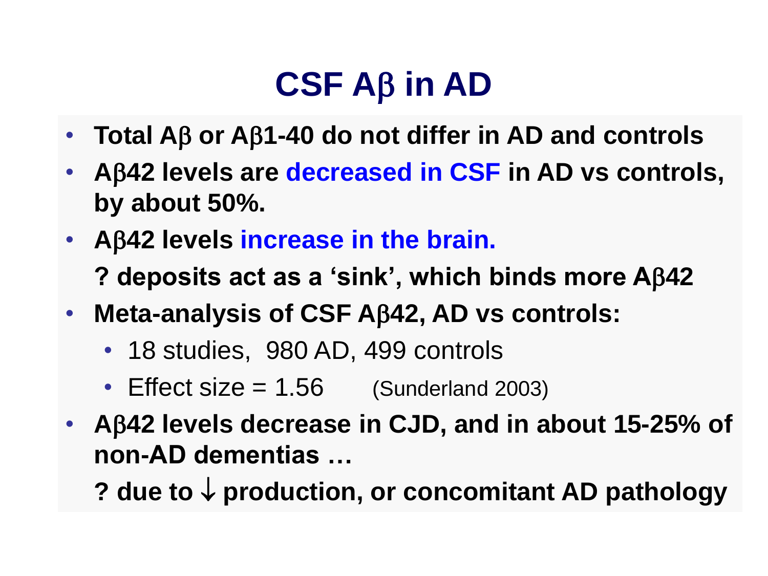# CSF Aβ in AD

- **Total Aβ or Aβ1-40 do not differ in AD and controls**
- **Aβ42 levels are decreased in CSF in AD vs controls, by about 50%.**
- **Aβ42 levels increase in the brain.**

  **? deposits act as a 'sink', which binds more Aβ42**
- **Meta-analysis of CSF Aβ42, AD vs controls:**
  - 18 studies, 980 AD, 499 controls
  - Effect size = 1.56 (Sunderland 2003)
- **Aβ42 levels decrease in CJD, and in about 15-25% of non-AD dementias …**

  **? due to ↓ production, or concomitant AD pathology**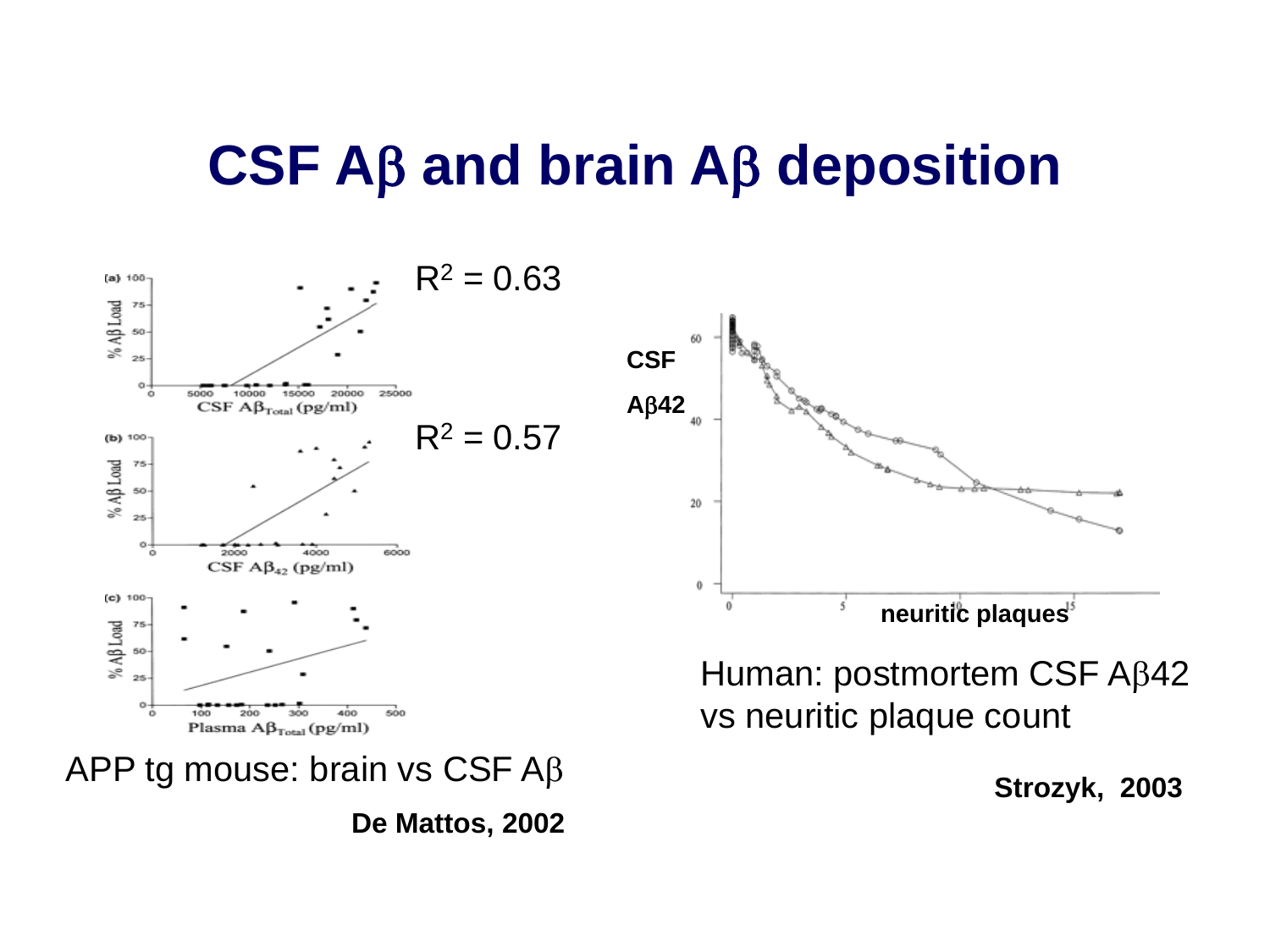# CSF Aβ and brain Aβ deposition

$R^2 = 0.63$

$R^2 = 0.57$

APP tg mouse: brain vs CSF Aβ

**De Mattos, 2002**

**CSF Aβ42**

**neuritic plaques**

Human: postmortem CSF Aβ42 vs neuritic plaque count

**Strozyk, 2003**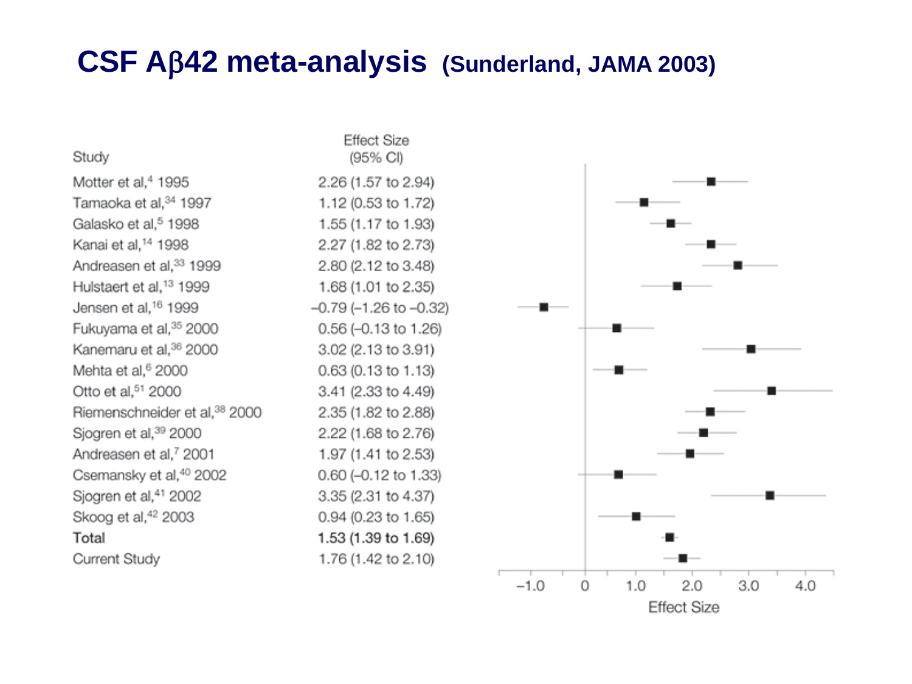# CSF Aβ42 meta-analysis (Sunderland, JAMA 2003)

| Study | Effect Size (95% CI) |
|---|---|
| Motter et al,[4] 1995 | 2.26 (1.57 to 2.94) |
| Tamaoka et al,[34] 1997 | 1.12 (0.53 to 1.72) |
| Galasko et al,[5] 1998 | 1.55 (1.17 to 1.93) |
| Kanai et al,[14] 1998 | 2.27 (1.82 to 2.73) |
| Andreasen et al,[33] 1999 | 2.80 (2.12 to 3.48) |
| Hulstaert et al,[13] 1999 | 1.68 (1.01 to 2.35) |
| Jensen et al,[16] 1999 | −0.79 (−1.26 to −0.32) |
| Fukuyama et al,[35] 2000 | 0.56 (−0.13 to 1.26) |
| Kanemaru et al,[36] 2000 | 3.02 (2.13 to 3.91) |
| Mehta et al,[6] 2000 | 0.63 (0.13 to 1.13) |
| Otto et al,[51] 2000 | 3.41 (2.33 to 4.49) |
| Riemenschneider et al,[38] 2000 | 2.35 (1.82 to 2.88) |
| Sjogren et al,[39] 2000 | 2.22 (1.68 to 2.76) |
| Andreasen et al,[7] 2001 | 1.97 (1.41 to 2.53) |
| Csemansky et al,[40] 2002 | 0.60 (−0.12 to 1.33) |
| Sjogren et al,[41] 2002 | 3.35 (2.31 to 4.37) |
| Skoog et al,[42] 2003 | 0.94 (0.23 to 1.65) |
| **Total** | **1.53 (1.39 to 1.69)** |
| Current Study | 1.76 (1.42 to 2.10) |

Effect Size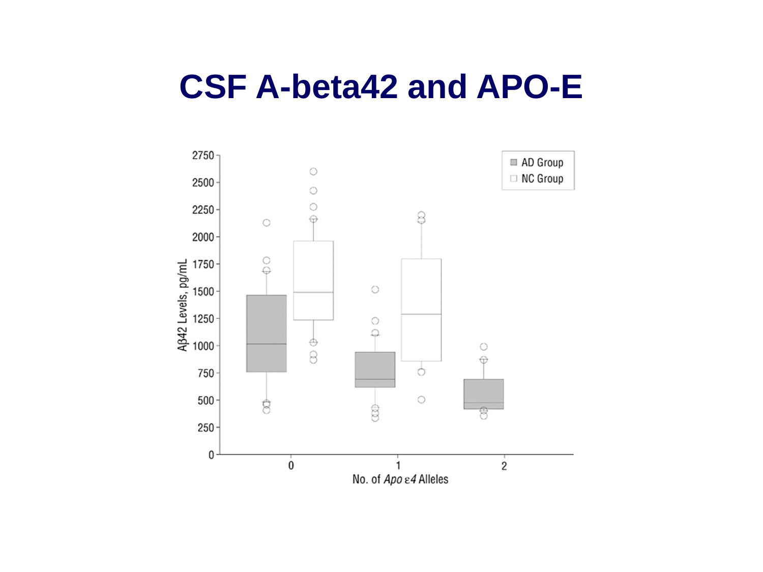# CSF A-beta42 and APO-E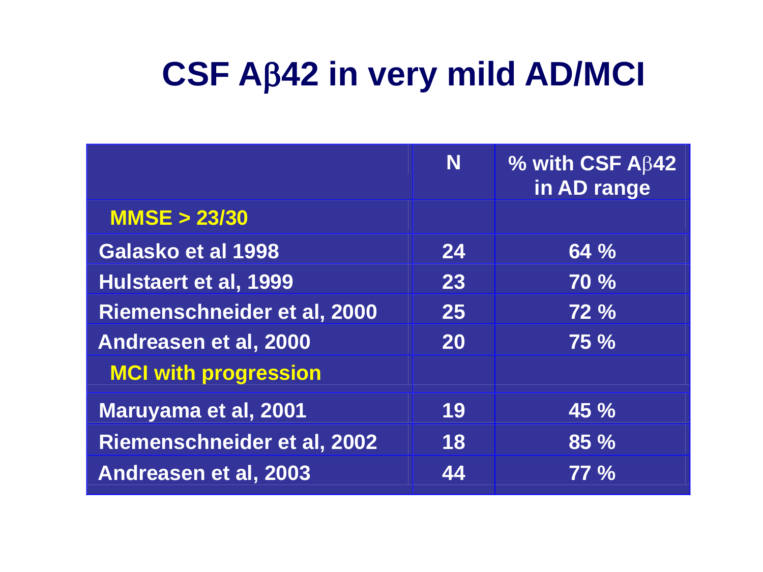# CSF A$\beta$42 in very mild AD/MCI

| | N | % with CSF A$\beta$42 in AD range |
|---|---|---|
| **MMSE > 23/30** | | |
| Galasko et al 1998 | 24 | 64 % |
| Hulstaert et al, 1999 | 23 | 70 % |
| Riemenschneider et al, 2000 | 25 | 72 % |
| Andreasen et al, 2000 | 20 | 75 % |
| **MCI with progression** | | |
| Maruyama et al, 2001 | 19 | 45 % |
| Riemenschneider et al, 2002 | 18 | 85 % |
| Andreasen et al, 2003 | 44 | 77 % |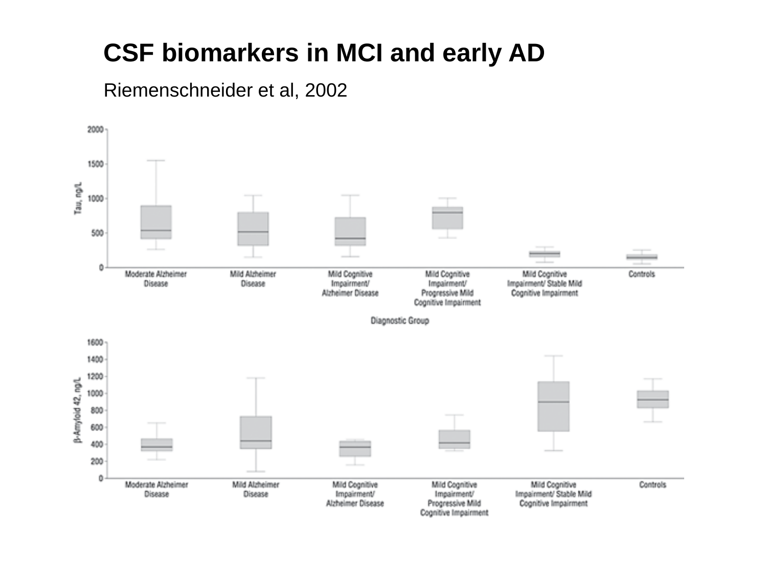# CSF biomarkers in MCI and early AD

Riemenschneider et al, 2002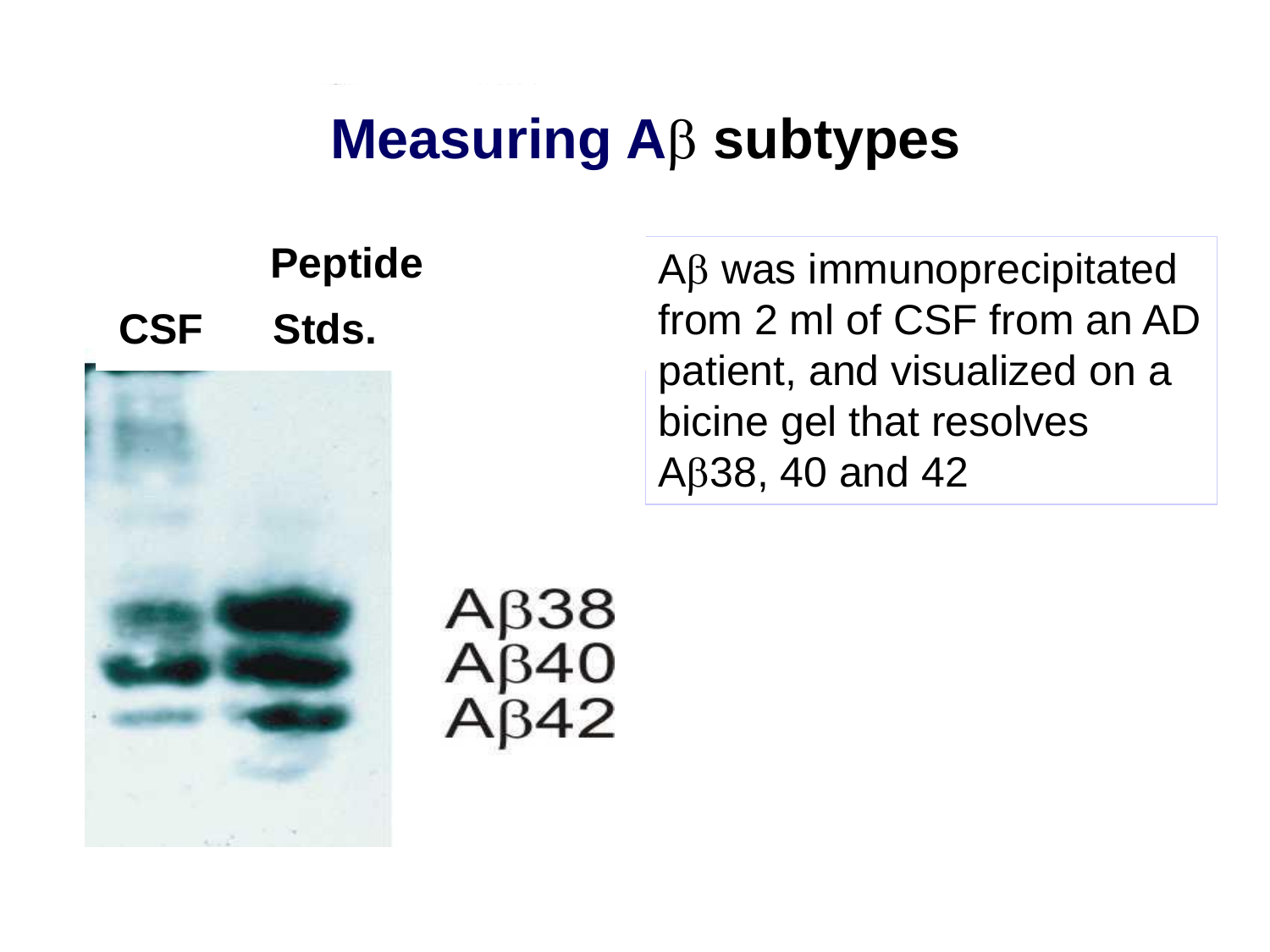# Measuring Aβ subtypes

CSF

Peptide Stds.

Aβ38
Aβ40
Aβ42

Aβ was immunoprecipitated from 2 ml of CSF from an AD patient, and visualized on a bicine gel that resolves Aβ38, 40 and 42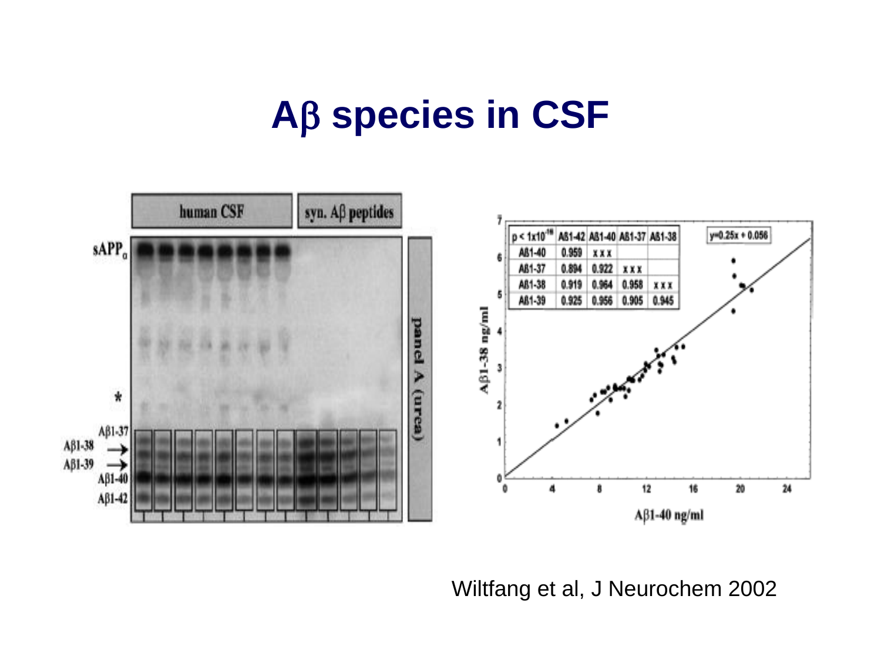# Aβ species in CSF

| p < 1x10[-16] | Aβ1-42 | Aβ1-40 | Aβ1-37 | Aβ1-38 |
|---|---|---|---|---|
| Aβ1-40 | 0.959 | x x x | | |
| Aβ1-37 | 0.894 | 0.922 | x x x | |
| Aβ1-38 | 0.919 | 0.964 | 0.958 | x x x |
| Aβ1-39 | 0.925 | 0.956 | 0.905 | 0.945 |

$y = 0.25x + 0.056$

Wiltfang et al, J Neurochem 2002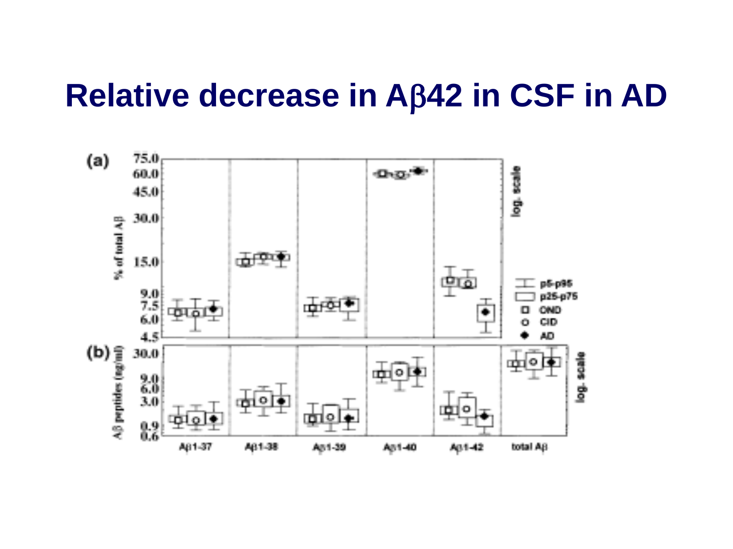# Relative decrease in Aβ42 in CSF in AD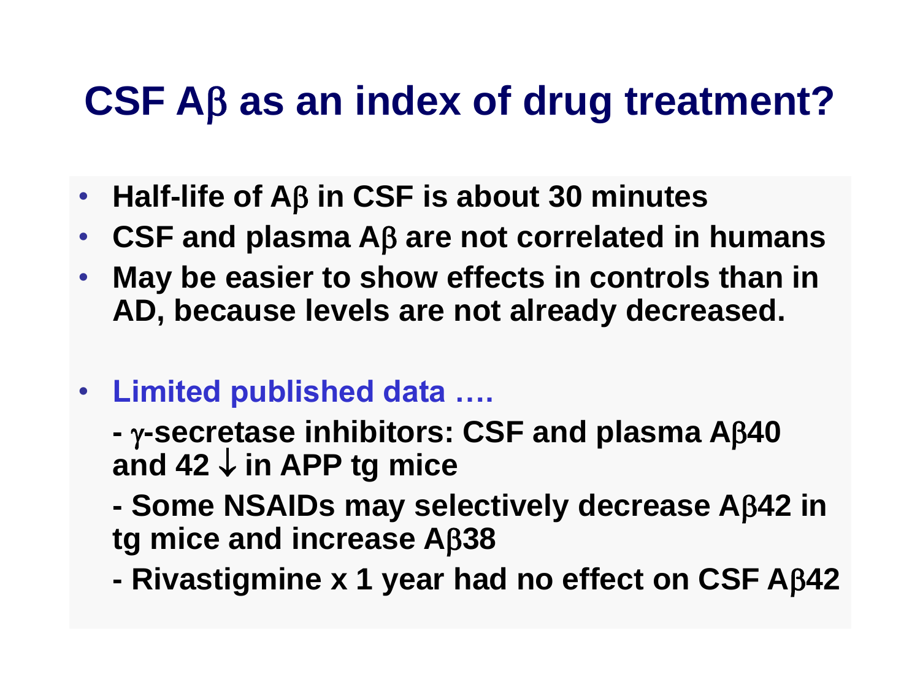# CSF Aβ as an index of drug treatment?

- **Half-life of Aβ in CSF is about 30 minutes**
- **CSF and plasma Aβ are not correlated in humans**
- **May be easier to show effects in controls than in AD, because levels are not already decreased.**

- **Limited published data ….**

  **- γ-secretase inhibitors: CSF and plasma Aβ40 and 42 ↓ in APP tg mice**

  **- Some NSAIDs may selectively decrease Aβ42 in tg mice and increase Aβ38**

  **- Rivastigmine x 1 year had no effect on CSF Aβ42**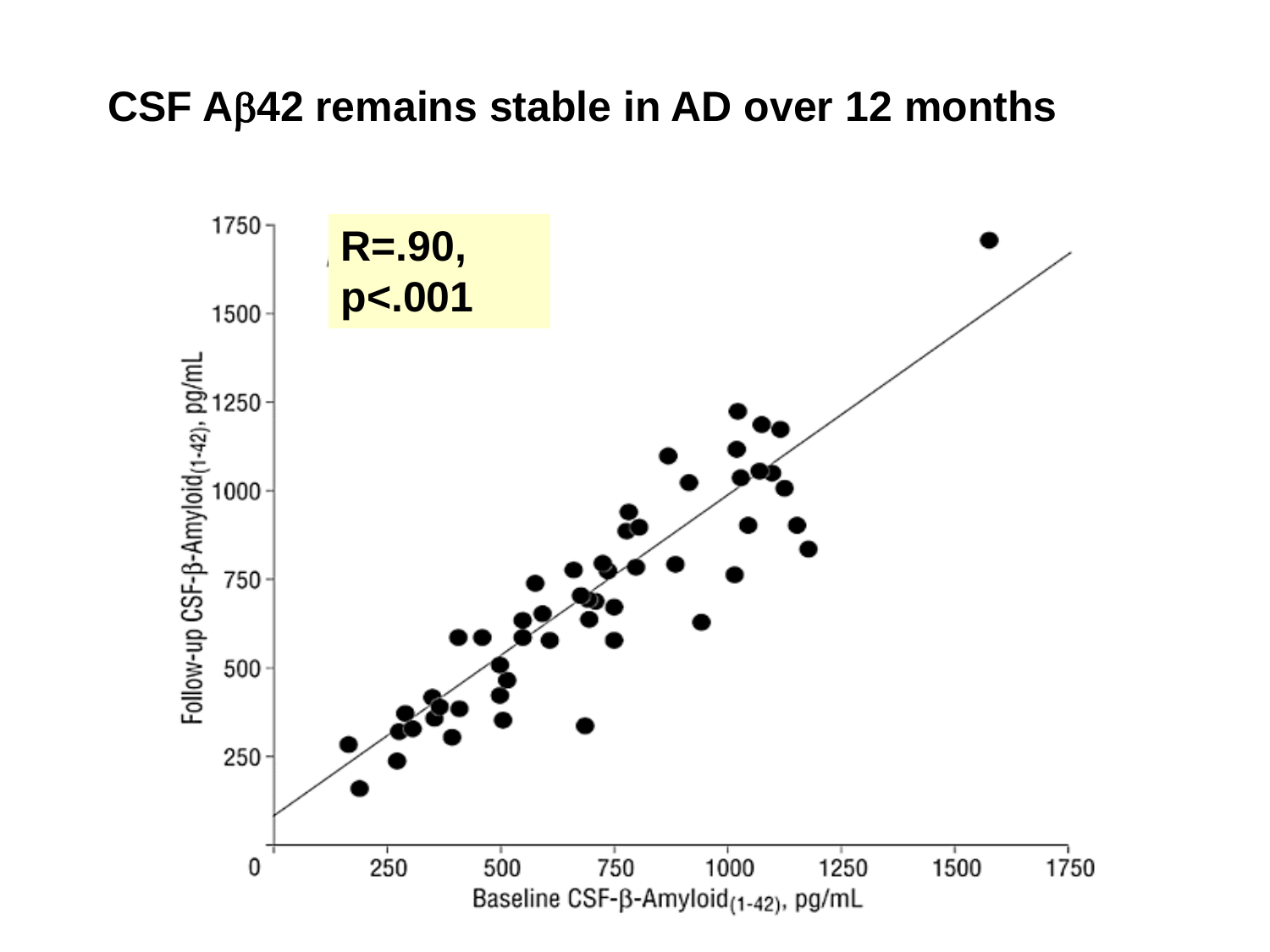# CSF Aβ42 remains stable in AD over 12 months

R=.90,
p<.001

Follow-up CSF-β-Amyloid$_{(1-42)}$, pg/mL

Baseline CSF-β-Amyloid$_{(1-42)}$, pg/mL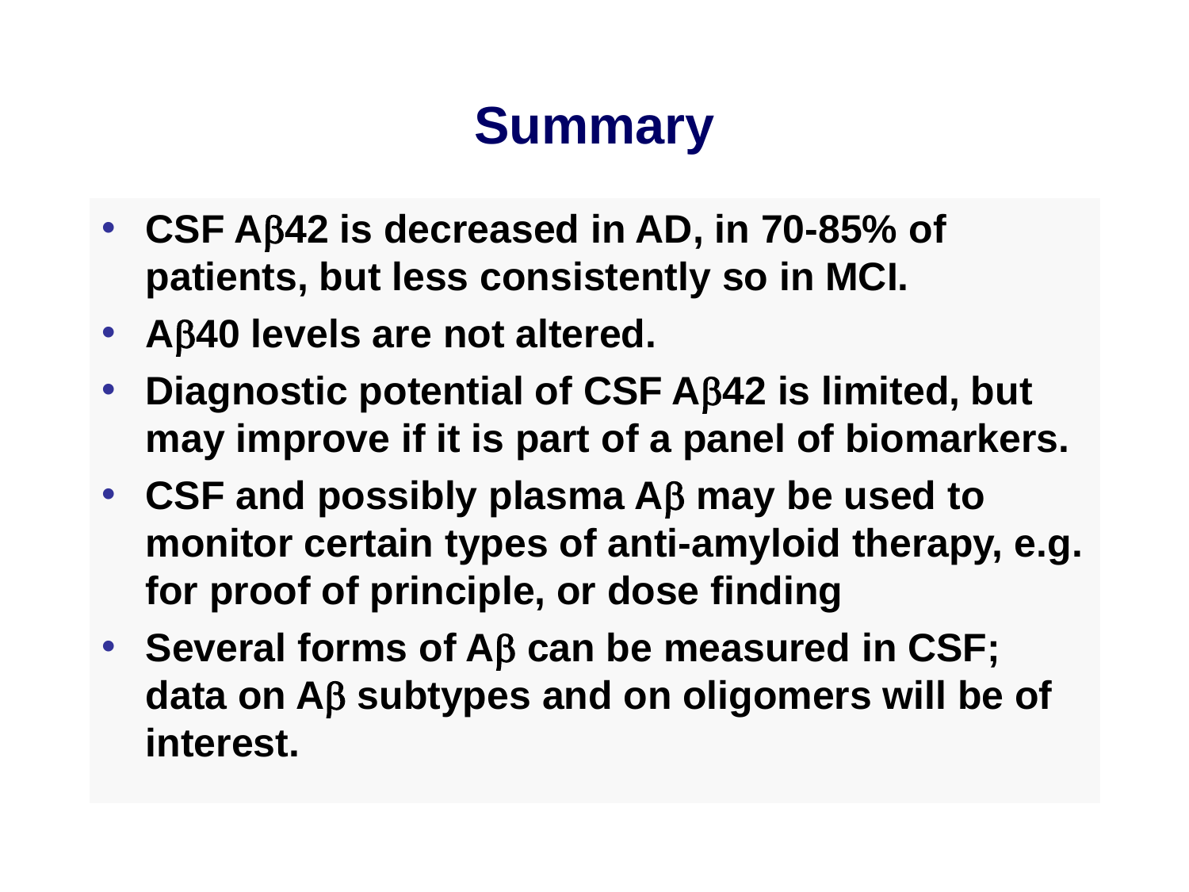# Summary

- **CSF Aβ42 is decreased in AD, in 70-85% of patients, but less consistently so in MCI.**
- **Aβ40 levels are not altered.**
- **Diagnostic potential of CSF Aβ42 is limited, but may improve if it is part of a panel of biomarkers.**
- **CSF and possibly plasma Aβ may be used to monitor certain types of anti-amyloid therapy, e.g. for proof of principle, or dose finding**
- **Several forms of Aβ can be measured in CSF; data on Aβ subtypes and on oligomers will be of interest.**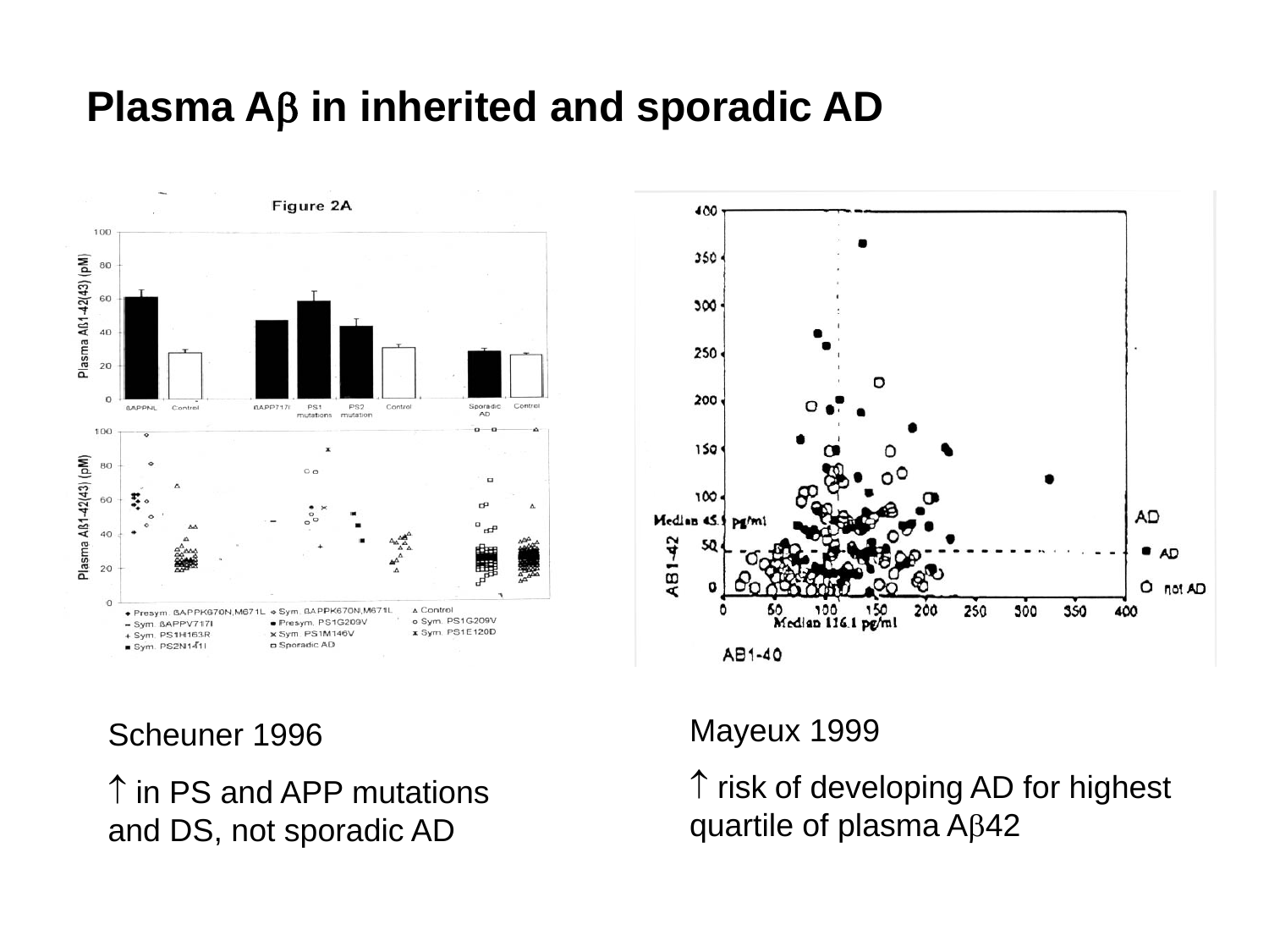# Plasma Aβ in inherited and sporadic AD

Figure 2A

Plasma Aβ1-42(43) (pM)

100
80
60
40
20
0

βAPPNL Control βAPP717I PS1 mutations PS2 mutation Control Sporadic AD Control

Plasma Aβ1-42(43) (pM)

100
80
60
40
20
0

◆ Presym. βAPPK670N,M671L ◇ Sym. βAPPK670N,M671L △ Control
− Sym. βAPPV717I ● Presym. PS1G209V ○ Sym. PS1G209V
+ Sym. PS1H163R × Sym. PS1M146V ж Sym. PS1E120D
■ Sym. PS2N141I □ Sporadic AD

400
350
300
250
200
150
100
Median 45.5 pg/ml
50
0

AB1-42

0 50 100 150 200 250 300 350 400
Median 116.1 pg/ml

AB1-40

AD

● AD
○ not AD

Scheuner 1996

↑ in PS and APP mutations and DS, not sporadic AD

Mayeux 1999

↑ risk of developing AD for highest quartile of plasma Aβ42